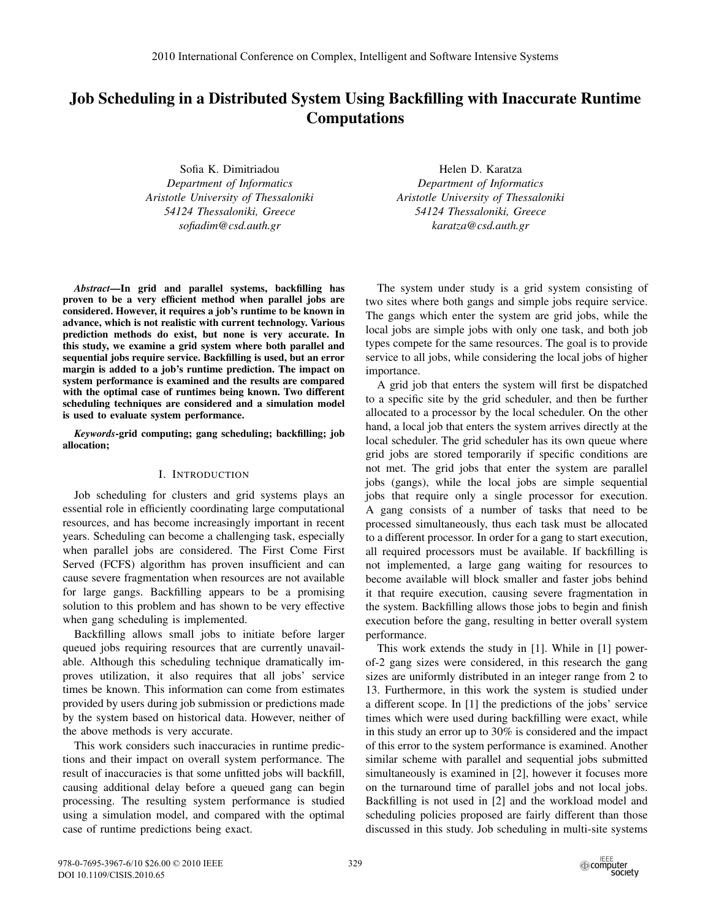# Job Scheduling in a Distributed System Using Backfilling with Inaccurate Runtime Computations

Sofia K. Dimitriadou
*Department of Informatics*
*Aristotle University of Thessaloniki*
*54124 Thessaloniki, Greece*
*sofiadim@csd.auth.gr*

Helen D. Karatza
*Department of Informatics*
*Aristotle University of Thessaloniki*
*54124 Thessaloniki, Greece*
*karatza@csd.auth.gr*

***Abstract*—In grid and parallel systems, backfilling has proven to be a very efficient method when parallel jobs are considered. However, it requires a job's runtime to be known in advance, which is not realistic with current technology. Various prediction methods do exist, but none is very accurate. In this study, we examine a grid system where both parallel and sequential jobs require service. Backfilling is used, but an error margin is added to a job's runtime prediction. The impact on system performance is examined and the results are compared with the optimal case of runtimes being known. Two different scheduling techniques are considered and a simulation model is used to evaluate system performance.**

***Keywords*-grid computing; gang scheduling; backfilling; job allocation;**

## I. Introduction

Job scheduling for clusters and grid systems plays an essential role in efficiently coordinating large computational resources, and has become increasingly important in recent years. Scheduling can become a challenging task, especially when parallel jobs are considered. The First Come First Served (FCFS) algorithm has proven insufficient and can cause severe fragmentation when resources are not available for large gangs. Backfilling appears to be a promising solution to this problem and has shown to be very effective when gang scheduling is implemented.

Backfilling allows small jobs to initiate before larger queued jobs requiring resources that are currently unavailable. Although this scheduling technique dramatically improves utilization, it also requires that all jobs' service times be known. This information can come from estimates provided by users during job submission or predictions made by the system based on historical data. However, neither of the above methods is very accurate.

This work considers such inaccuracies in runtime predictions and their impact on overall system performance. The result of inaccuracies is that some unfitted jobs will backfill, causing additional delay before a queued gang can begin processing. The resulting system performance is studied using a simulation model, and compared with the optimal case of runtime predictions being exact.

The system under study is a grid system consisting of two sites where both gangs and simple jobs require service. The gangs which enter the system are grid jobs, while the local jobs are simple jobs with only one task, and both job types compete for the same resources. The goal is to provide service to all jobs, while considering the local jobs of higher importance.

A grid job that enters the system will first be dispatched to a specific site by the grid scheduler, and then be further allocated to a processor by the local scheduler. On the other hand, a local job that enters the system arrives directly at the local scheduler. The grid scheduler has its own queue where grid jobs are stored temporarily if specific conditions are not met. The grid jobs that enter the system are parallel jobs (gangs), while the local jobs are simple sequential jobs that require only a single processor for execution. A gang consists of a number of tasks that need to be processed simultaneously, thus each task must be allocated to a different processor. In order for a gang to start execution, all required processors must be available. If backfilling is not implemented, a large gang waiting for resources to become available will block smaller and faster jobs behind it that require execution, causing severe fragmentation in the system. Backfilling allows those jobs to begin and finish execution before the gang, resulting in better overall system performance.

This work extends the study in [1]. While in [1] power-of-2 gang sizes were considered, in this research the gang sizes are uniformly distributed in an integer range from 2 to 13. Furthermore, in this work the system is studied under a different scope. In [1] the predictions of the jobs' service times which were used during backfilling were exact, while in this study an error up to 30% is considered and the impact of this error to the system performance is examined. Another similar scheme with parallel and sequential jobs submitted simultaneously is examined in [2], however it focuses more on the turnaround time of parallel jobs and not local jobs. Backfilling is not used in [2] and the workload model and scheduling policies proposed are fairly different than those discussed in this study. Job scheduling in multi-site systems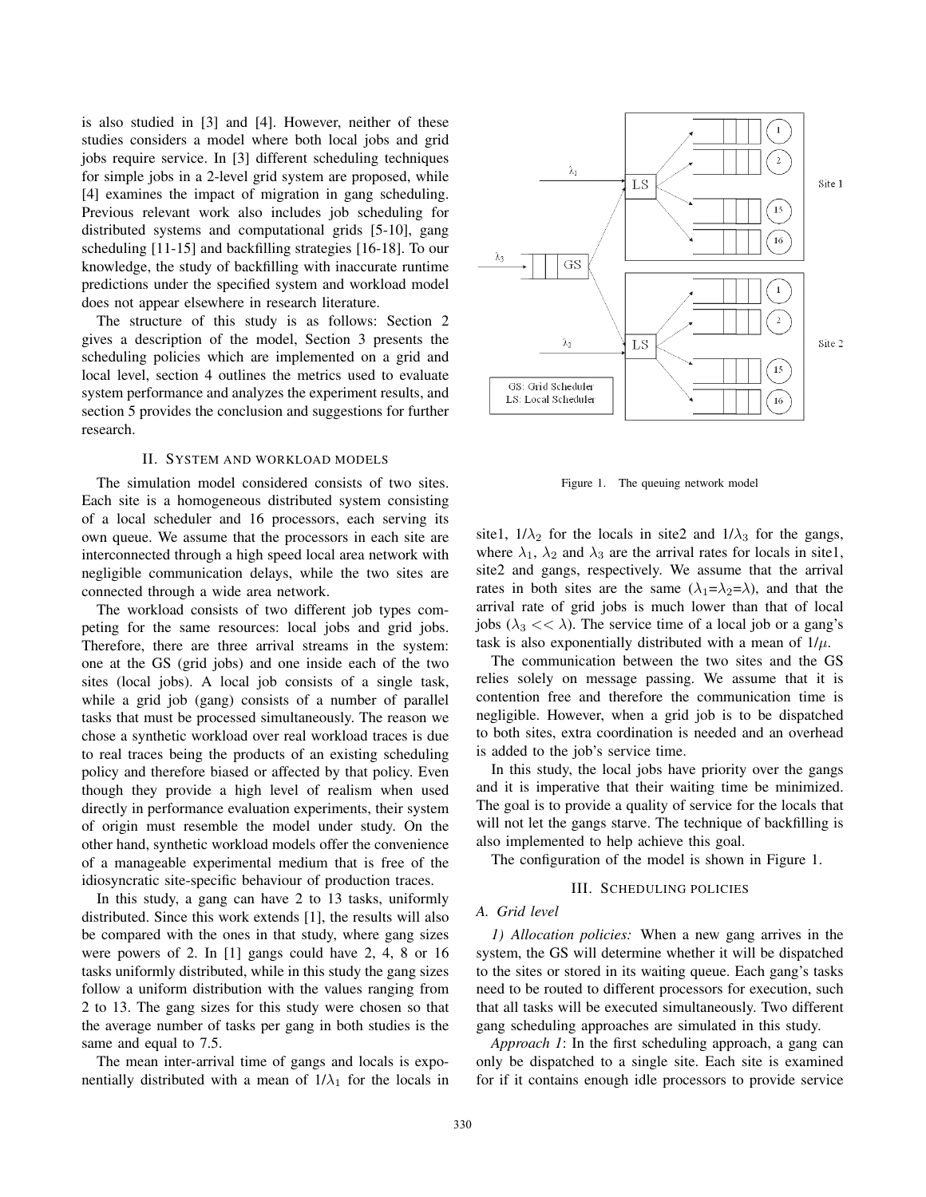is also studied in [3] and [4]. However, neither of these studies considers a model where both local jobs and grid jobs require service. In [3] different scheduling techniques for simple jobs in a 2-level grid system are proposed, while [4] examines the impact of migration in gang scheduling. Previous relevant work also includes job scheduling for distributed systems and computational grids [5-10], gang scheduling [11-15] and backfilling strategies [16-18]. To our knowledge, the study of backfilling with inaccurate runtime predictions under the specified system and workload model does not appear elsewhere in research literature.

The structure of this study is as follows: Section 2 gives a description of the model, Section 3 presents the scheduling policies which are implemented on a grid and local level, section 4 outlines the metrics used to evaluate system performance and analyzes the experiment results, and section 5 provides the conclusion and suggestions for further research.

## II. System and Workload Models

The simulation model considered consists of two sites. Each site is a homogeneous distributed system consisting of a local scheduler and 16 processors, each serving its own queue. We assume that the processors in each site are interconnected through a high speed local area network with negligible communication delays, while the two sites are connected through a wide area network.

The workload consists of two different job types competing for the same resources: local jobs and grid jobs. Therefore, there are three arrival streams in the system: one at the GS (grid jobs) and one inside each of the two sites (local jobs). A local job consists of a single task, while a grid job (gang) consists of a number of parallel tasks that must be processed simultaneously. The reason we chose a synthetic workload over real workload traces is due to real traces being the products of an existing scheduling policy and therefore biased or affected by that policy. Even though they provide a high level of realism when used directly in performance evaluation experiments, their system of origin must resemble the model under study. On the other hand, synthetic workload models offer the convenience of a manageable experimental medium that is free of the idiosyncratic site-specific behaviour of production traces.

In this study, a gang can have 2 to 13 tasks, uniformly distributed. Since this work extends [1], the results will also be compared with the ones in that study, where gang sizes were powers of 2. In [1] gangs could have 2, 4, 8 or 16 tasks uniformly distributed, while in this study the gang sizes follow a uniform distribution with the values ranging from 2 to 13. The gang sizes for this study were chosen so that the average number of tasks per gang in both studies is the same and equal to 7.5.

The mean inter-arrival time of gangs and locals is exponentially distributed with a mean of $1/\lambda_1$ for the locals in site1, $1/\lambda_2$ for the locals in site2 and $1/\lambda_3$ for the gangs, where $\lambda_1$, $\lambda_2$ and $\lambda_3$ are the arrival rates for locals in site1, site2 and gangs, respectively. We assume that the arrival rates in both sites are the same ($\lambda_1$=$\lambda_2$=$\lambda$), and that the arrival rate of grid jobs is much lower than that of local jobs ($\lambda_3 << \lambda$). The service time of a local job or a gang's task is also exponentially distributed with a mean of $1/\mu$.

The communication between the two sites and the GS relies solely on message passing. We assume that it is contention free and therefore the communication time is negligible. However, when a grid job is to be dispatched to both sites, extra coordination is needed and an overhead is added to the job's service time.

In this study, the local jobs have priority over the gangs and it is imperative that their waiting time be minimized. The goal is to provide a quality of service for the locals that will not let the gangs starve. The technique of backfilling is also implemented to help achieve this goal.

The configuration of the model is shown in Figure 1.

Figure 1. The queuing network model

## III. Scheduling Policies

### A. Grid level

*1) Allocation policies:* When a new gang arrives in the system, the GS will determine whether it will be dispatched to the sites or stored in its waiting queue. Each gang's tasks need to be routed to different processors for execution, such that all tasks will be executed simultaneously. Two different gang scheduling approaches are simulated in this study.

*Approach 1*: In the first scheduling approach, a gang can only be dispatched to a single site. Each site is examined for if it contains enough idle processors to provide service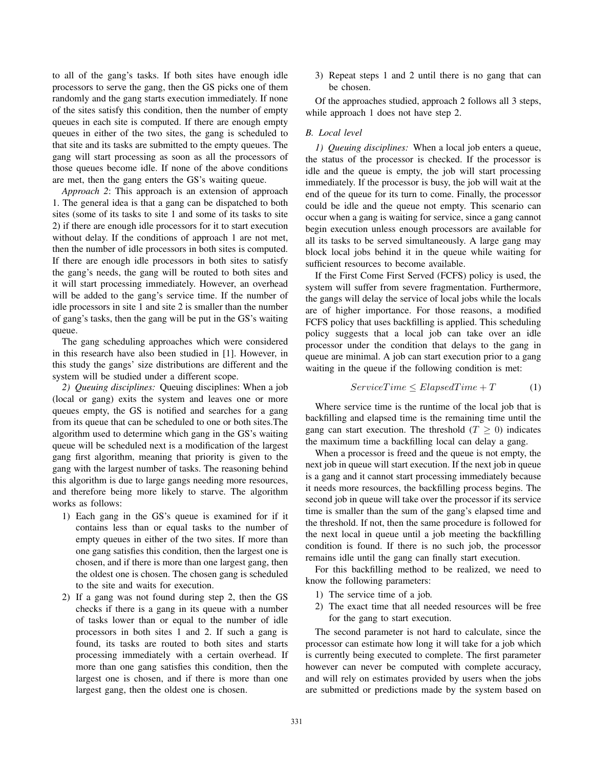to all of the gang's tasks. If both sites have enough idle processors to serve the gang, then the GS picks one of them randomly and the gang starts execution immediately. If none of the sites satisfy this condition, then the number of empty queues in each site is computed. If there are enough empty queues in either of the two sites, the gang is scheduled to that site and its tasks are submitted to the empty queues. The gang will start processing as soon as all the processors of those queues become idle. If none of the above conditions are met, then the gang enters the GS's waiting queue.

*Approach 2*: This approach is an extension of approach 1. The general idea is that a gang can be dispatched to both sites (some of its tasks to site 1 and some of its tasks to site 2) if there are enough idle processors for it to start execution without delay. If the conditions of approach 1 are not met, then the number of idle processors in both sites is computed. If there are enough idle processors in both sites to satisfy the gang's needs, the gang will be routed to both sites and it will start processing immediately. However, an overhead will be added to the gang's service time. If the number of idle processors in site 1 and site 2 is smaller than the number of gang's tasks, then the gang will be put in the GS's waiting queue.

The gang scheduling approaches which were considered in this research have also been studied in [1]. However, in this study the gangs' size distributions are different and the system will be studied under a different scope.

*2) Queuing disciplines:* Queuing disciplines: When a job (local or gang) exits the system and leaves one or more queues empty, the GS is notified and searches for a gang from its queue that can be scheduled to one or both sites.The algorithm used to determine which gang in the GS's waiting queue will be scheduled next is a modification of the largest gang first algorithm, meaning that priority is given to the gang with the largest number of tasks. The reasoning behind this algorithm is due to large gangs needing more resources, and therefore being more likely to starve. The algorithm works as follows:

1) Each gang in the GS's queue is examined for if it contains less than or equal tasks to the number of empty queues in either of the two sites. If more than one gang satisfies this condition, then the largest one is chosen, and if there is more than one largest gang, then the oldest one is chosen. The chosen gang is scheduled to the site and waits for execution.
2) If a gang was not found during step 2, then the GS checks if there is a gang in its queue with a number of tasks lower than or equal to the number of idle processors in both sites 1 and 2. If such a gang is found, its tasks are routed to both sites and starts processing immediately with a certain overhead. If more than one gang satisfies this condition, then the largest one is chosen, and if there is more than one largest gang, then the oldest one is chosen.
3) Repeat steps 1 and 2 until there is no gang that can be chosen.

Of the approaches studied, approach 2 follows all 3 steps, while approach 1 does not have step 2.

### B. Local level

*1) Queuing disciplines:* When a local job enters a queue, the status of the processor is checked. If the processor is idle and the queue is empty, the job will start processing immediately. If the processor is busy, the job will wait at the end of the queue for its turn to come. Finally, the processor could be idle and the queue not empty. This scenario can occur when a gang is waiting for service, since a gang cannot begin execution unless enough processors are available for all its tasks to be served simultaneously. A large gang may block local jobs behind it in the queue while waiting for sufficient resources to become available.

If the First Come First Served (FCFS) policy is used, the system will suffer from severe fragmentation. Furthermore, the gangs will delay the service of local jobs while the locals are of higher importance. For those reasons, a modified FCFS policy that uses backfilling is applied. This scheduling policy suggests that a local job can take over an idle processor under the condition that delays to the gang in queue are minimal. A job can start execution prior to a gang waiting in the queue if the following condition is met:

$$ServiceTime \leq ElapsedTime + T \tag{1}$$

Where service time is the runtime of the local job that is backfilling and elapsed time is the remaining time until the gang can start execution. The threshold ($T \geq 0$) indicates the maximum time a backfilling local can delay a gang.

When a processor is freed and the queue is not empty, the next job in queue will start execution. If the next job in queue is a gang and it cannot start processing immediately because it needs more resources, the backfilling process begins. The second job in queue will take over the processor if its service time is smaller than the sum of the gang's elapsed time and the threshold. If not, then the same procedure is followed for the next local in queue until a job meeting the backfilling condition is found. If there is no such job, the processor remains idle until the gang can finally start execution.

For this backfilling method to be realized, we need to know the following parameters:

1) The service time of a job.
2) The exact time that all needed resources will be free for the gang to start execution.

The second parameter is not hard to calculate, since the processor can estimate how long it will take for a job which is currently being executed to complete. The first parameter however can never be computed with complete accuracy, and will rely on estimates provided by users when the jobs are submitted or predictions made by the system based on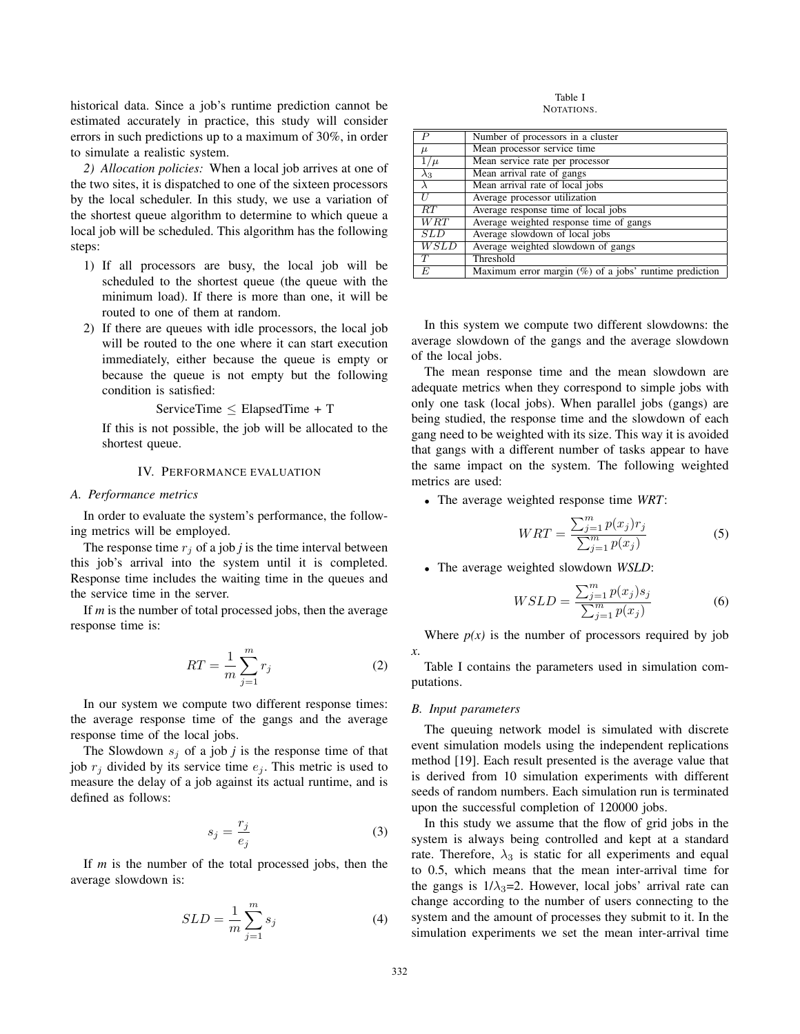historical data. Since a job's runtime prediction cannot be estimated accurately in practice, this study will consider errors in such predictions up to a maximum of 30%, in order to simulate a realistic system.

*2) Allocation policies:* When a local job arrives at one of the two sites, it is dispatched to one of the sixteen processors by the local scheduler. In this study, we use a variation of the shortest queue algorithm to determine to which queue a local job will be scheduled. This algorithm has the following steps:

1) If all processors are busy, the local job will be scheduled to the shortest queue (the queue with the minimum load). If there is more than one, it will be routed to one of them at random.
2) If there are queues with idle processors, the local job will be routed to the one where it can start execution immediately, either because the queue is empty or because the queue is not empty but the following condition is satisfied:

   $$\text{ServiceTime} \leq \text{ElapsedTime + T}$$

   If this is not possible, the job will be allocated to the shortest queue.

## IV. Performance evaluation

### A. Performance metrics

In order to evaluate the system's performance, the following metrics will be employed.

The response time $r_j$ of a job *j* is the time interval between this job's arrival into the system until it is completed. Response time includes the waiting time in the queues and the service time in the server.

If *m* is the number of total processed jobs, then the average response time is:

$$RT = \frac{1}{m}\sum_{j=1}^{m} r_j \tag{2}$$

In our system we compute two different response times: the average response time of the gangs and the average response time of the local jobs.

The Slowdown $s_j$ of a job *j* is the response time of that job $r_j$ divided by its service time $e_j$. This metric is used to measure the delay of a job against its actual runtime, and is defined as follows:

$$s_j = \frac{r_j}{e_j} \tag{3}$$

If *m* is the number of the total processed jobs, then the average slowdown is:

$$SLD = \frac{1}{m}\sum_{j=1}^{m} s_j \tag{4}$$

Table I
Notations.

| | |
|---|---|
| $P$ | Number of processors in a cluster |
| $\mu$ | Mean processor service time |
| $1/\mu$ | Mean service rate per processor |
| $\lambda_3$ | Mean arrival rate of gangs |
| $\lambda$ | Mean arrival rate of local jobs |
| $U$ | Average processor utilization |
| $RT$ | Average response time of local jobs |
| $WRT$ | Average weighted response time of gangs |
| $SLD$ | Average slowdown of local jobs |
| $WSLD$ | Average weighted slowdown of gangs |
| $T$ | Threshold |
| $E$ | Maximum error margin (%) of a jobs' runtime prediction |

In this system we compute two different slowdowns: the average slowdown of the gangs and the average slowdown of the local jobs.

The mean response time and the mean slowdown are adequate metrics when they correspond to simple jobs with only one task (local jobs). When parallel jobs (gangs) are being studied, the response time and the slowdown of each gang need to be weighted with its size. This way it is avoided that gangs with a different number of tasks appear to have the same impact on the system. The following weighted metrics are used:

- The average weighted response time ***WRT***:

$$WRT = \frac{\sum_{j=1}^{m} p(x_j) r_j}{\sum_{j=1}^{m} p(x_j)} \tag{5}$$

- The average weighted slowdown ***WSLD***:

$$WSLD = \frac{\sum_{j=1}^{m} p(x_j) s_j}{\sum_{j=1}^{m} p(x_j)} \tag{6}$$

Where *p(x)* is the number of processors required by job *x*.

Table I contains the parameters used in simulation computations.

### B. Input parameters

The queuing network model is simulated with discrete event simulation models using the independent replications method [19]. Each result presented is the average value that is derived from 10 simulation experiments with different seeds of random numbers. Each simulation run is terminated upon the successful completion of 120000 jobs.

In this study we assume that the flow of grid jobs in the system is always being controlled and kept at a standard rate. Therefore, $\lambda_3$ is static for all experiments and equal to 0.5, which means that the mean inter-arrival time for the gangs is $1/\lambda_3$=2. However, local jobs' arrival rate can change according to the number of users connecting to the system and the amount of processes they submit to it. In the simulation experiments we set the mean inter-arrival time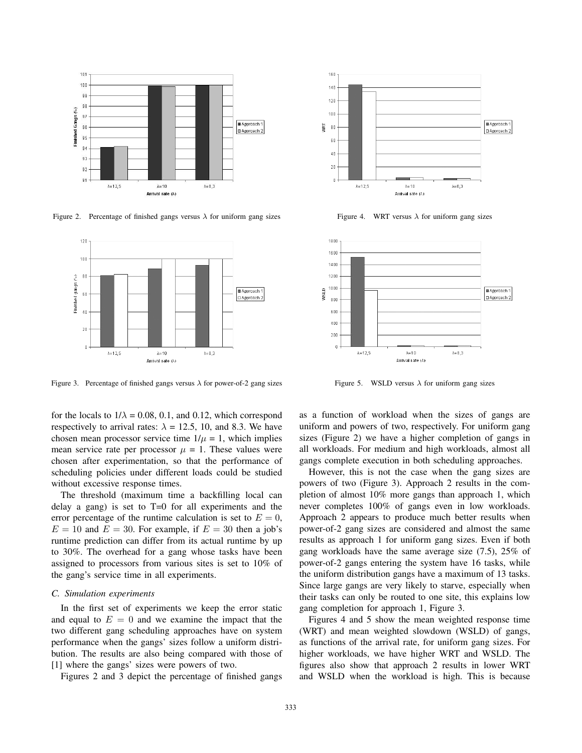Figure 2. Percentage of finished gangs versus $\lambda$ for uniform gang sizes

Figure 3. Percentage of finished gangs versus $\lambda$ for power-of-2 gang sizes

Figure 4. WRT versus $\lambda$ for uniform gang sizes

Figure 5. WSLD versus $\lambda$ for uniform gang sizes

for the locals to $1/\lambda$ = 0.08, 0.1, and 0.12, which correspond respectively to arrival rates: $\lambda$ = 12.5, 10, and 8.3. We have chosen mean processor service time $1/\mu$ = 1, which implies mean service rate per processor $\mu$ = 1. These values were chosen after experimentation, so that the performance of scheduling policies under different loads could be studied without excessive response times.

The threshold (maximum time a backfilling local can delay a gang) is set to T=0 for all experiments and the error percentage of the runtime calculation is set to $E = 0$, $E = 10$ and $E = 30$. For example, if $E = 30$ then a job's runtime prediction can differ from its actual runtime by up to 30%. The overhead for a gang whose tasks have been assigned to processors from various sites is set to 10% of the gang's service time in all experiments.

### C. Simulation experiments

In the first set of experiments we keep the error static and equal to $E = 0$ and we examine the impact that the two different gang scheduling approaches have on system performance when the gangs' sizes follow a uniform distribution. The results are also being compared with those of [1] where the gangs' sizes were powers of two.

Figures 2 and 3 depict the percentage of finished gangs as a function of workload when the sizes of gangs are uniform and powers of two, respectively. For uniform gang sizes (Figure 2) we have a higher completion of gangs in all workloads. For medium and high workloads, almost all gangs complete execution in both scheduling approaches.

However, this is not the case when the gang sizes are powers of two (Figure 3). Approach 2 results in the completion of almost 10% more gangs than approach 1, which never completes 100% of gangs even in low workloads. Approach 2 appears to produce much better results when power-of-2 gang sizes are considered and almost the same results as approach 1 for uniform gang sizes. Even if both gang workloads have the same average size (7.5), 25% of power-of-2 gangs entering the system have 16 tasks, while the uniform distribution gangs have a maximum of 13 tasks. Since large gangs are very likely to starve, especially when their tasks can only be routed to one site, this explains low gang completion for approach 1, Figure 3.

Figures 4 and 5 show the mean weighted response time (WRT) and mean weighted slowdown (WSLD) of gangs, as functions of the arrival rate, for uniform gang sizes. For higher workloads, we have higher WRT and WSLD. The figures also show that approach 2 results in lower WRT and WSLD when the workload is high. This is because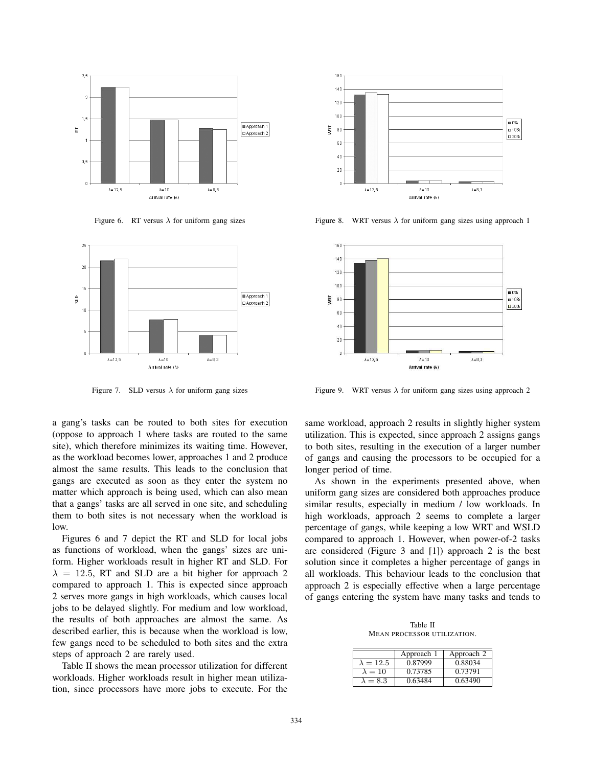Figure 6. RT versus $\lambda$ for uniform gang sizes

Figure 7. SLD versus $\lambda$ for uniform gang sizes

Figure 8. WRT versus $\lambda$ for uniform gang sizes using approach 1

Figure 9. WRT versus $\lambda$ for uniform gang sizes using approach 2

a gang's tasks can be routed to both sites for execution (oppose to approach 1 where tasks are routed to the same site), which therefore minimizes its waiting time. However, as the workload becomes lower, approaches 1 and 2 produce almost the same results. This leads to the conclusion that gangs are executed as soon as they enter the system no matter which approach is being used, which can also mean that a gangs' tasks are all served in one site, and scheduling them to both sites is not necessary when the workload is low.

Figures 6 and 7 depict the RT and SLD for local jobs as functions of workload, when the gangs' sizes are uniform. Higher workloads result in higher RT and SLD. For $\lambda = 12.5$, RT and SLD are a bit higher for approach 2 compared to approach 1. This is expected since approach 2 serves more gangs in high workloads, which causes local jobs to be delayed slightly. For medium and low workload, the results of both approaches are almost the same. As described earlier, this is because when the workload is low, few gangs need to be scheduled to both sites and the extra steps of approach 2 are rarely used.

Table II shows the mean processor utilization for different workloads. Higher workloads result in higher mean utilization, since processors have more jobs to execute. For the same workload, approach 2 results in slightly higher system utilization. This is expected, since approach 2 assigns gangs to both sites, resulting in the execution of a larger number of gangs and causing the processors to be occupied for a longer period of time.

As shown in the experiments presented above, when uniform gang sizes are considered both approaches produce similar results, especially in medium / low workloads. In high workloads, approach 2 seems to complete a larger percentage of gangs, while keeping a low WRT and WSLD compared to approach 1. However, when power-of-2 tasks are considered (Figure 3 and [1]) approach 2 is the best solution since it completes a higher percentage of gangs in all workloads. This behaviour leads to the conclusion that approach 2 is especially effective when a large percentage of gangs entering the system have many tasks and tends to

Table II
MEAN PROCESSOR UTILIZATION.

| | Approach 1 | Approach 2 |
|---|---|---|
| $\lambda = 12.5$ | 0.87999 | 0.88034 |
| $\lambda = 10$ | 0.73785 | 0.73791 |
| $\lambda = 8.3$ | 0.63484 | 0.63490 |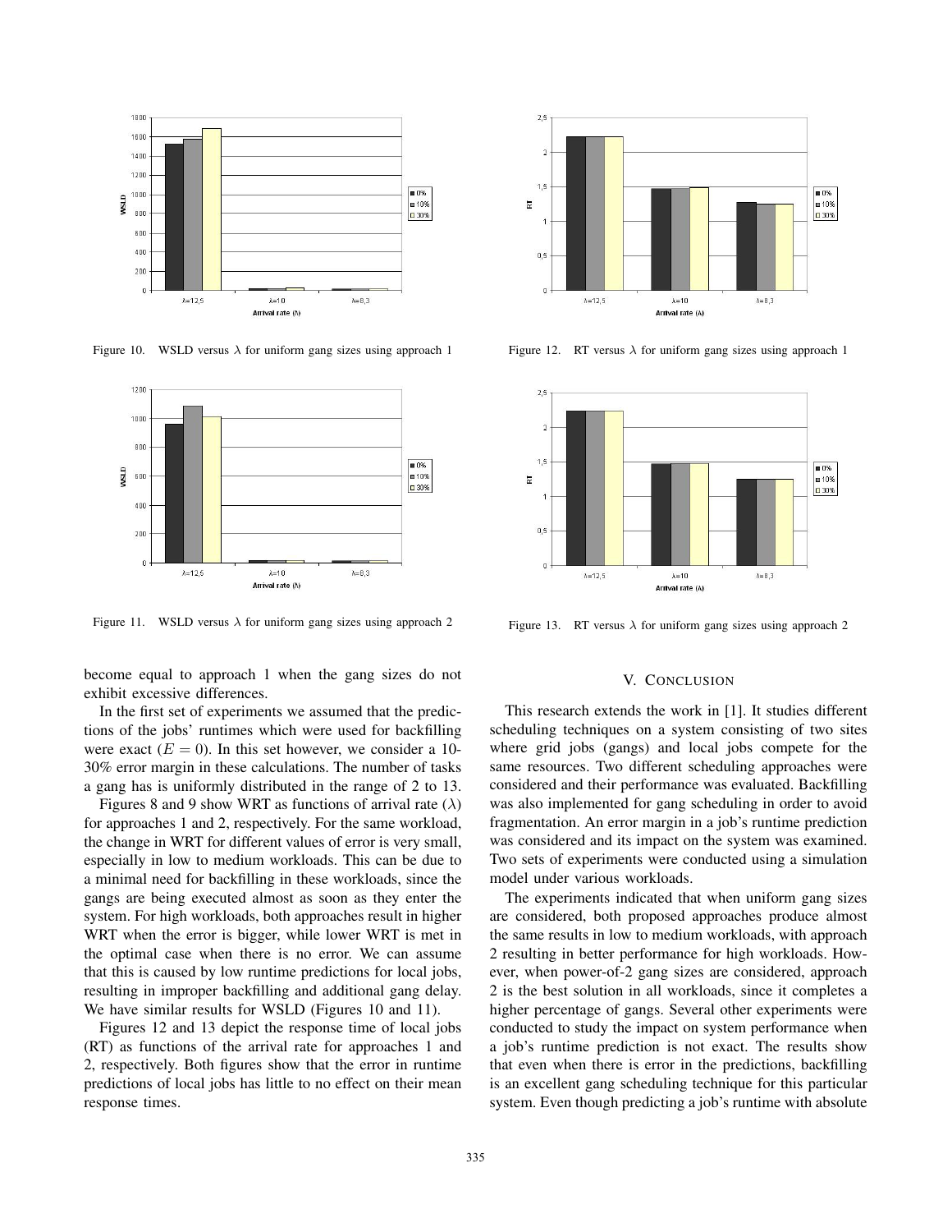Figure 10. WSLD versus $\lambda$ for uniform gang sizes using approach 1

Figure 11. WSLD versus $\lambda$ for uniform gang sizes using approach 2

become equal to approach 1 when the gang sizes do not exhibit excessive differences.

In the first set of experiments we assumed that the predictions of the jobs' runtimes which were used for backfilling were exact ($E = 0$). In this set however, we consider a 10-30% error margin in these calculations. The number of tasks a gang has is uniformly distributed in the range of 2 to 13.

Figures 8 and 9 show WRT as functions of arrival rate ($\lambda$) for approaches 1 and 2, respectively. For the same workload, the change in WRT for different values of error is very small, especially in low to medium workloads. This can be due to a minimal need for backfilling in these workloads, since the gangs are being executed almost as soon as they enter the system. For high workloads, both approaches result in higher WRT when the error is bigger, while lower WRT is met in the optimal case when there is no error. We can assume that this is caused by low runtime predictions for local jobs, resulting in improper backfilling and additional gang delay. We have similar results for WSLD (Figures 10 and 11).

Figures 12 and 13 depict the response time of local jobs (RT) as functions of the arrival rate for approaches 1 and 2, respectively. Both figures show that the error in runtime predictions of local jobs has little to no effect on their mean response times.

Figure 12. RT versus $\lambda$ for uniform gang sizes using approach 1

Figure 13. RT versus $\lambda$ for uniform gang sizes using approach 2

## V. Conclusion

This research extends the work in [1]. It studies different scheduling techniques on a system consisting of two sites where grid jobs (gangs) and local jobs compete for the same resources. Two different scheduling approaches were considered and their performance was evaluated. Backfilling was also implemented for gang scheduling in order to avoid fragmentation. An error margin in a job's runtime prediction was considered and its impact on the system was examined. Two sets of experiments were conducted using a simulation model under various workloads.

The experiments indicated that when uniform gang sizes are considered, both proposed approaches produce almost the same results in low to medium workloads, with approach 2 resulting in better performance for high workloads. However, when power-of-2 gang sizes are considered, approach 2 is the best solution in all workloads, since it completes a higher percentage of gangs. Several other experiments were conducted to study the impact on system performance when a job's runtime prediction is not exact. The results show that even when there is error in the predictions, backfilling is an excellent gang scheduling technique for this particular system. Even though predicting a job's runtime with absolute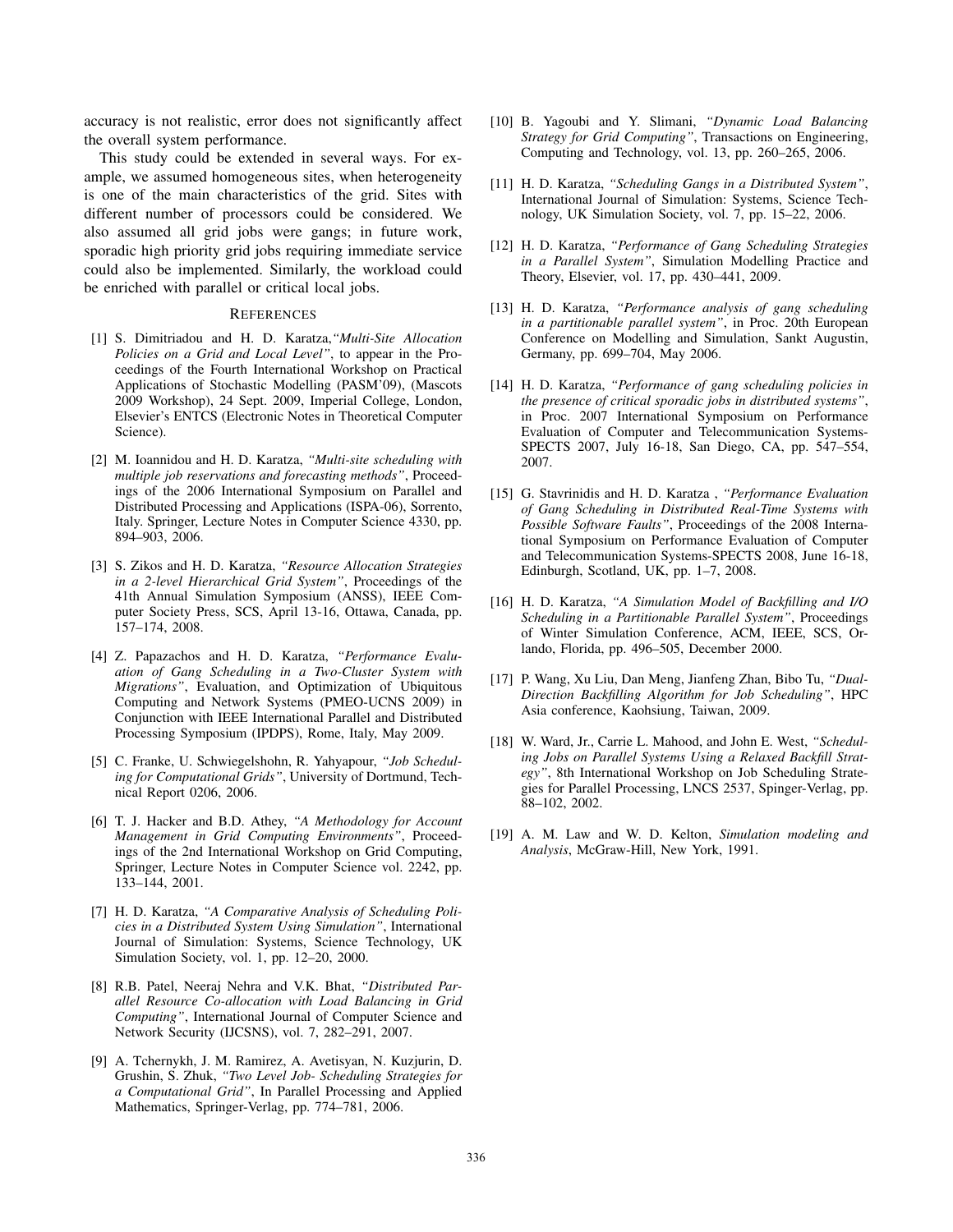accuracy is not realistic, error does not significantly affect the overall system performance.

This study could be extended in several ways. For example, we assumed homogeneous sites, when heterogeneity is one of the main characteristics of the grid. Sites with different number of processors could be considered. We also assumed all grid jobs were gangs; in future work, sporadic high priority grid jobs requiring immediate service could also be implemented. Similarly, the workload could be enriched with parallel or critical local jobs.

## REFERENCES

[1] S. Dimitriadou and H. D. Karatza,*"Multi-Site Allocation Policies on a Grid and Local Level"*, to appear in the Proceedings of the Fourth International Workshop on Practical Applications of Stochastic Modelling (PASM'09), (Mascots 2009 Workshop), 24 Sept. 2009, Imperial College, London, Elsevier's ENTCS (Electronic Notes in Theoretical Computer Science).

[2] M. Ioannidou and H. D. Karatza, *"Multi-site scheduling with multiple job reservations and forecasting methods"*, Proceedings of the 2006 International Symposium on Parallel and Distributed Processing and Applications (ISPA-06), Sorrento, Italy. Springer, Lecture Notes in Computer Science 4330, pp. 894–903, 2006.

[3] S. Zikos and H. D. Karatza, *"Resource Allocation Strategies in a 2-level Hierarchical Grid System"*, Proceedings of the 41th Annual Simulation Symposium (ANSS), IEEE Computer Society Press, SCS, April 13-16, Ottawa, Canada, pp. 157–174, 2008.

[4] Z. Papazachos and H. D. Karatza, *"Performance Evaluation of Gang Scheduling in a Two-Cluster System with Migrations"*, Evaluation, and Optimization of Ubiquitous Computing and Network Systems (PMEO-UCNS 2009) in Conjunction with IEEE International Parallel and Distributed Processing Symposium (IPDPS), Rome, Italy, May 2009.

[5] C. Franke, U. Schwiegelshohn, R. Yahyapour, *"Job Scheduling for Computational Grids"*, University of Dortmund, Technical Report 0206, 2006.

[6] T. J. Hacker and B.D. Athey, *"A Methodology for Account Management in Grid Computing Environments"*, Proceedings of the 2nd International Workshop on Grid Computing, Springer, Lecture Notes in Computer Science vol. 2242, pp. 133–144, 2001.

[7] H. D. Karatza, *"A Comparative Analysis of Scheduling Policies in a Distributed System Using Simulation"*, International Journal of Simulation: Systems, Science Technology, UK Simulation Society, vol. 1, pp. 12–20, 2000.

[8] R.B. Patel, Neeraj Nehra and V.K. Bhat, *"Distributed Parallel Resource Co-allocation with Load Balancing in Grid Computing"*, International Journal of Computer Science and Network Security (IJCSNS), vol. 7, 282–291, 2007.

[9] A. Tchernykh, J. M. Ramirez, A. Avetisyan, N. Kuzjurin, D. Grushin, S. Zhuk, *"Two Level Job- Scheduling Strategies for a Computational Grid"*, In Parallel Processing and Applied Mathematics, Springer-Verlag, pp. 774–781, 2006.

[10] B. Yagoubi and Y. Slimani, *"Dynamic Load Balancing Strategy for Grid Computing"*, Transactions on Engineering, Computing and Technology, vol. 13, pp. 260–265, 2006.

[11] H. D. Karatza, *"Scheduling Gangs in a Distributed System"*, International Journal of Simulation: Systems, Science Technology, UK Simulation Society, vol. 7, pp. 15–22, 2006.

[12] H. D. Karatza, *"Performance of Gang Scheduling Strategies in a Parallel System"*, Simulation Modelling Practice and Theory, Elsevier, vol. 17, pp. 430–441, 2009.

[13] H. D. Karatza, *"Performance analysis of gang scheduling in a partitionable parallel system"*, in Proc. 20th European Conference on Modelling and Simulation, Sankt Augustin, Germany, pp. 699–704, May 2006.

[14] H. D. Karatza, *"Performance of gang scheduling policies in the presence of critical sporadic jobs in distributed systems"*, in Proc. 2007 International Symposium on Performance Evaluation of Computer and Telecommunication Systems-SPECTS 2007, July 16-18, San Diego, CA, pp. 547–554, 2007.

[15] G. Stavrinidis and H. D. Karatza , *"Performance Evaluation of Gang Scheduling in Distributed Real-Time Systems with Possible Software Faults"*, Proceedings of the 2008 International Symposium on Performance Evaluation of Computer and Telecommunication Systems-SPECTS 2008, June 16-18, Edinburgh, Scotland, UK, pp. 1–7, 2008.

[16] H. D. Karatza, *"A Simulation Model of Backfilling and I/O Scheduling in a Partitionable Parallel System"*, Proceedings of Winter Simulation Conference, ACM, IEEE, SCS, Orlando, Florida, pp. 496–505, December 2000.

[17] P. Wang, Xu Liu, Dan Meng, Jianfeng Zhan, Bibo Tu, *"Dual-Direction Backfilling Algorithm for Job Scheduling"*, HPC Asia conference, Kaohsiung, Taiwan, 2009.

[18] W. Ward, Jr., Carrie L. Mahood, and John E. West, *"Scheduling Jobs on Parallel Systems Using a Relaxed Backfill Strategy"*, 8th International Workshop on Job Scheduling Strategies for Parallel Processing, LNCS 2537, Spinger-Verlag, pp. 88–102, 2002.

[19] A. M. Law and W. D. Kelton, *Simulation modeling and Analysis*, McGraw-Hill, New York, 1991.